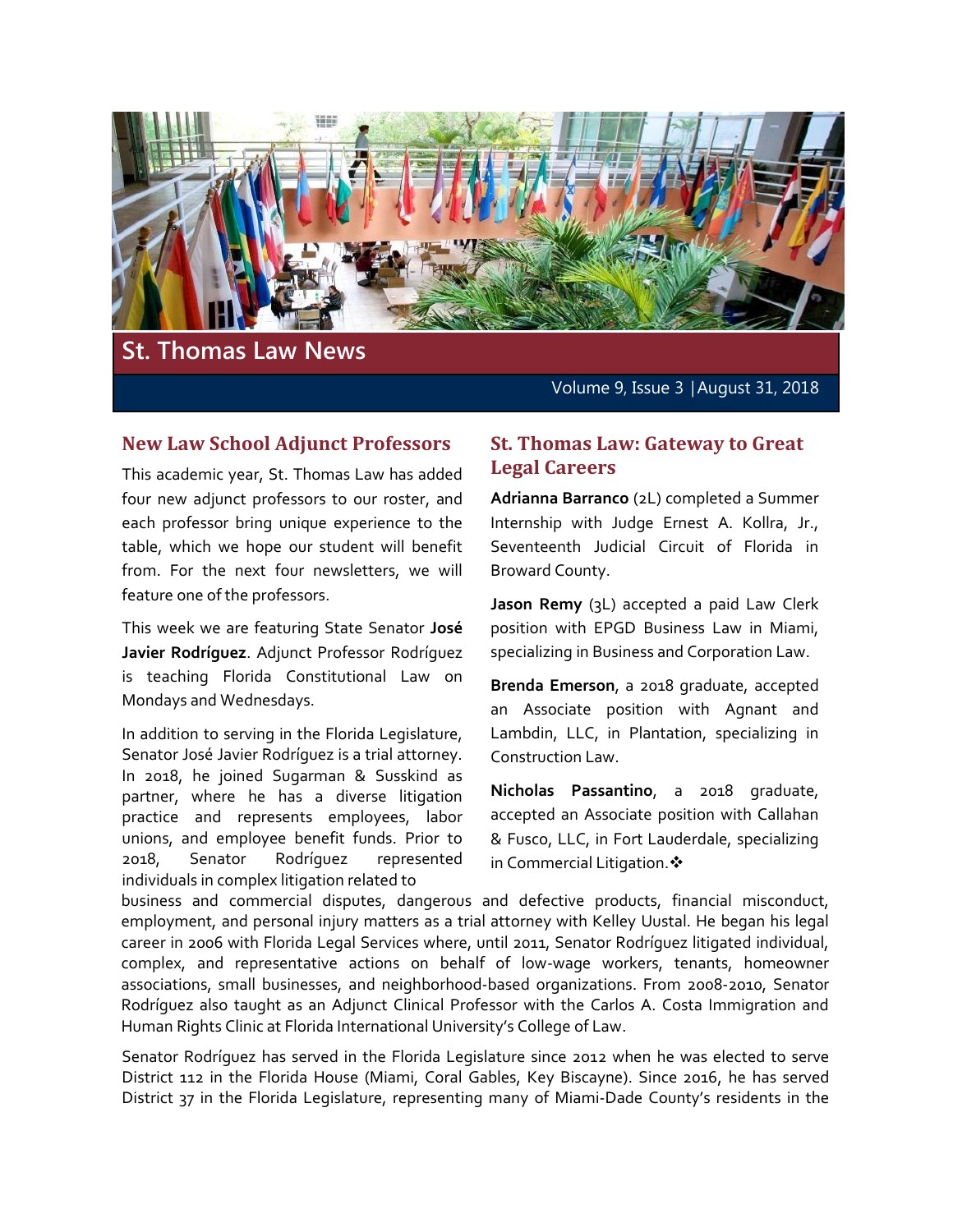# St. Thomas Law News

Volume 9, Issue 3 | August 31, 2018

## New Law School Adjunct Professors

This academic year, St. Thomas Law has added four new adjunct professors to our roster, and each professor bring unique experience to the table, which we hope our student will benefit from. For the next four newsletters, we will feature one of the professors.

This week we are featuring State Senator **José Javier Rodríguez**. Adjunct Professor Rodríguez is teaching Florida Constitutional Law on Mondays and Wednesdays.

In addition to serving in the Florida Legislature, Senator José Javier Rodríguez is a trial attorney. In 2018, he joined Sugarman & Susskind as partner, where he has a diverse litigation practice and represents employees, labor unions, and employee benefit funds. Prior to 2018, Senator Rodríguez represented individuals in complex litigation related to business and commercial disputes, dangerous and defective products, financial misconduct, employment, and personal injury matters as a trial attorney with Kelley Uustal. He began his legal career in 2006 with Florida Legal Services where, until 2011, Senator Rodríguez litigated individual, complex, and representative actions on behalf of low-wage workers, tenants, homeowner associations, small businesses, and neighborhood-based organizations. From 2008-2010, Senator Rodríguez also taught as an Adjunct Clinical Professor with the Carlos A. Costa Immigration and Human Rights Clinic at Florida International University's College of Law.

Senator Rodríguez has served in the Florida Legislature since 2012 when he was elected to serve District 112 in the Florida House (Miami, Coral Gables, Key Biscayne). Since 2016, he has served District 37 in the Florida Legislature, representing many of Miami-Dade County's residents in the

## St. Thomas Law: Gateway to Great Legal Careers

**Adrianna Barranco** (2L) completed a Summer Internship with Judge Ernest A. Kollra, Jr., Seventeenth Judicial Circuit of Florida in Broward County.

**Jason Remy** (3L) accepted a paid Law Clerk position with EPGD Business Law in Miami, specializing in Business and Corporation Law.

**Brenda Emerson**, a 2018 graduate, accepted an Associate position with Agnant and Lambdin, LLC, in Plantation, specializing in Construction Law.

**Nicholas Passantino**, a 2018 graduate, accepted an Associate position with Callahan & Fusco, LLC, in Fort Lauderdale, specializing in Commercial Litigation.❖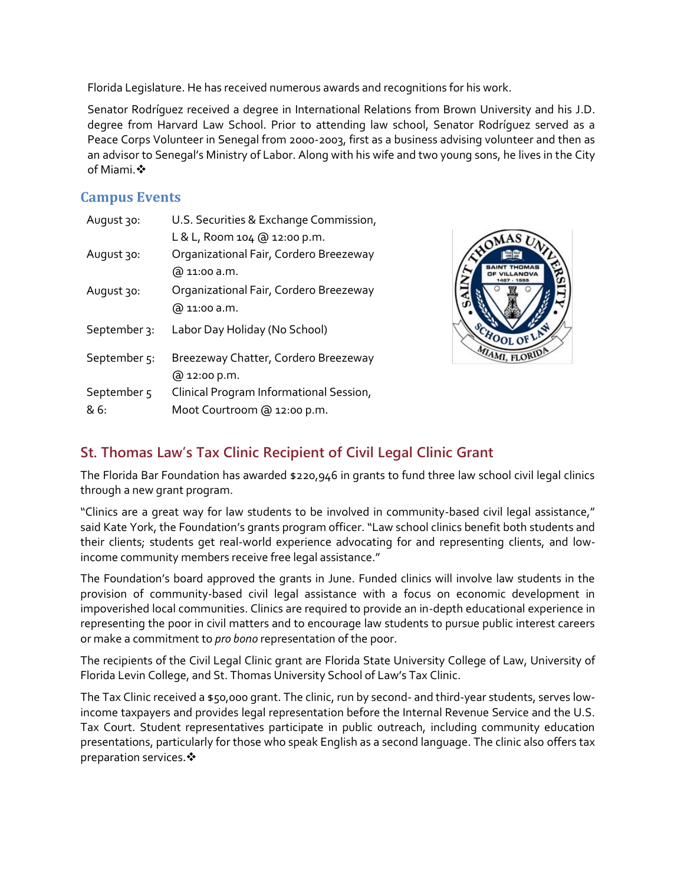Florida Legislature. He has received numerous awards and recognitions for his work.

Senator Rodríguez received a degree in International Relations from Brown University and his J.D. degree from Harvard Law School. Prior to attending law school, Senator Rodríguez served as a Peace Corps Volunteer in Senegal from 2000-2003, first as a business advising volunteer and then as an advisor to Senegal's Ministry of Labor. Along with his wife and two young sons, he lives in the City of Miami.❖

## Campus Events

| | |
|---|---|
| August 30: | U.S. Securities & Exchange Commission, L & L, Room 104 @ 12:00 p.m. |
| August 30: | Organizational Fair, Cordero Breezeway @ 11:00 a.m. |
| August 30: | Organizational Fair, Cordero Breezeway @ 11:00 a.m. |
| September 3: | Labor Day Holiday (No School) |
| September 5: | Breezeway Chatter, Cordero Breezeway @ 12:00 p.m. |
| September 5 & 6: | Clinical Program Informational Session, Moot Courtroom @ 12:00 p.m. |

## St. Thomas Law's Tax Clinic Recipient of Civil Legal Clinic Grant

The Florida Bar Foundation has awarded $220,946 in grants to fund three law school civil legal clinics through a new grant program.

"Clinics are a great way for law students to be involved in community-based civil legal assistance," said Kate York, the Foundation's grants program officer. "Law school clinics benefit both students and their clients; students get real-world experience advocating for and representing clients, and low-income community members receive free legal assistance."

The Foundation's board approved the grants in June. Funded clinics will involve law students in the provision of community-based civil legal assistance with a focus on economic development in impoverished local communities. Clinics are required to provide an in-depth educational experience in representing the poor in civil matters and to encourage law students to pursue public interest careers or make a commitment to *pro bono* representation of the poor.

The recipients of the Civil Legal Clinic grant are Florida State University College of Law, University of Florida Levin College, and St. Thomas University School of Law's Tax Clinic.

The Tax Clinic received a $50,000 grant. The clinic, run by second- and third-year students, serves low-income taxpayers and provides legal representation before the Internal Revenue Service and the U.S. Tax Court. Student representatives participate in public outreach, including community education presentations, particularly for those who speak English as a second language. The clinic also offers tax preparation services.❖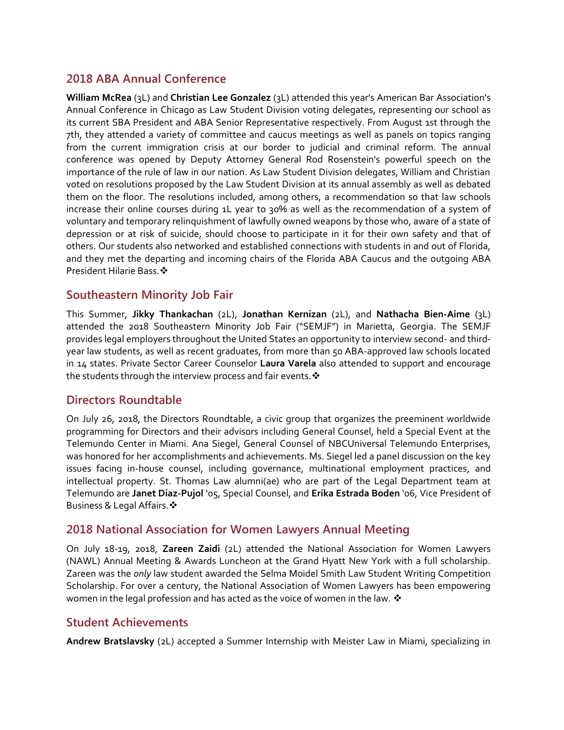## 2018 ABA Annual Conference

**William McRea** (3L) and **Christian Lee Gonzalez** (3L) attended this year's American Bar Association's Annual Conference in Chicago as Law Student Division voting delegates, representing our school as its current SBA President and ABA Senior Representative respectively. From August 1st through the 7th, they attended a variety of committee and caucus meetings as well as panels on topics ranging from the current immigration crisis at our border to judicial and criminal reform. The annual conference was opened by Deputy Attorney General Rod Rosenstein's powerful speech on the importance of the rule of law in our nation. As Law Student Division delegates, William and Christian voted on resolutions proposed by the Law Student Division at its annual assembly as well as debated them on the floor. The resolutions included, among others, a recommendation so that law schools increase their online courses during 1L year to 30% as well as the recommendation of a system of voluntary and temporary relinquishment of lawfully owned weapons by those who, aware of a state of depression or at risk of suicide, should choose to participate in it for their own safety and that of others. Our students also networked and established connections with students in and out of Florida, and they met the departing and incoming chairs of the Florida ABA Caucus and the outgoing ABA President Hilarie Bass.❖

## Southeastern Minority Job Fair

This Summer, **Jikky Thankachan** (2L), **Jonathan Kernizan** (2L), and **Nathacha Bien-Aime** (3L) attended the 2018 Southeastern Minority Job Fair ("SEMJF") in Marietta, Georgia. The SEMJF provides legal employers throughout the United States an opportunity to interview second- and third-year law students, as well as recent graduates, from more than 50 ABA-approved law schools located in 14 states. Private Sector Career Counselor **Laura Varela** also attended to support and encourage the students through the interview process and fair events.❖

## Directors Roundtable

On July 26, 2018, the Directors Roundtable, a civic group that organizes the preeminent worldwide programming for Directors and their advisors including General Counsel, held a Special Event at the Telemundo Center in Miami. Ana Siegel, General Counsel of NBCUniversal Telemundo Enterprises, was honored for her accomplishments and achievements. Ms. Siegel led a panel discussion on the key issues facing in-house counsel, including governance, multinational employment practices, and intellectual property. St. Thomas Law alumni(ae) who are part of the Legal Department team at Telemundo are **Janet Diaz-Pujol** '05, Special Counsel, and **Erika Estrada Boden** '06, Vice President of Business & Legal Affairs.❖

## 2018 National Association for Women Lawyers Annual Meeting

On July 18-19, 2018, **Zareen Zaidi** (2L) attended the National Association for Women Lawyers (NAWL) Annual Meeting & Awards Luncheon at the Grand Hyatt New York with a full scholarship. Zareen was the *only* law student awarded the Selma Moidel Smith Law Student Writing Competition Scholarship. For over a century, the National Association of Women Lawyers has been empowering women in the legal profession and has acted as the voice of women in the law. ❖

## Student Achievements

**Andrew Bratslavsky** (2L) accepted a Summer Internship with Meister Law in Miami, specializing in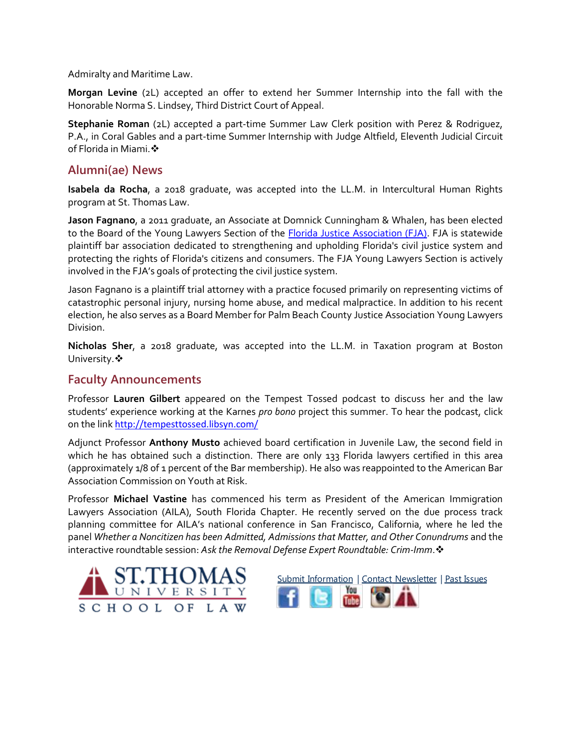Admiralty and Maritime Law.

**Morgan Levine** (2L) accepted an offer to extend her Summer Internship into the fall with the Honorable Norma S. Lindsey, Third District Court of Appeal.

**Stephanie Roman** (2L) accepted a part-time Summer Law Clerk position with Perez & Rodriguez, P.A., in Coral Gables and a part-time Summer Internship with Judge Altfield, Eleventh Judicial Circuit of Florida in Miami.❖

## Alumni(ae) News

**Isabela da Rocha**, a 2018 graduate, was accepted into the LL.M. in Intercultural Human Rights program at St. Thomas Law.

**Jason Fagnano**, a 2011 graduate, an Associate at Domnick Cunningham & Whalen, has been elected to the Board of the Young Lawyers Section of the Florida Justice Association (FJA). FJA is statewide plaintiff bar association dedicated to strengthening and upholding Florida's civil justice system and protecting the rights of Florida's citizens and consumers. The FJA Young Lawyers Section is actively involved in the FJA's goals of protecting the civil justice system.

Jason Fagnano is a plaintiff trial attorney with a practice focused primarily on representing victims of catastrophic personal injury, nursing home abuse, and medical malpractice. In addition to his recent election, he also serves as a Board Member for Palm Beach County Justice Association Young Lawyers Division.

**Nicholas Sher**, a 2018 graduate, was accepted into the LL.M. in Taxation program at Boston University.❖

## Faculty Announcements

Professor **Lauren Gilbert** appeared on the Tempest Tossed podcast to discuss her and the law students' experience working at the Karnes *pro bono* project this summer. To hear the podcast, click on the link http://tempesttossed.libsyn.com/

Adjunct Professor **Anthony Musto** achieved board certification in Juvenile Law, the second field in which he has obtained such a distinction. There are only 133 Florida lawyers certified in this area (approximately 1/8 of 1 percent of the Bar membership). He also was reappointed to the American Bar Association Commission on Youth at Risk.

Professor **Michael Vastine** has commenced his term as President of the American Immigration Lawyers Association (AILA), South Florida Chapter. He recently served on the due process track planning committee for AILA's national conference in San Francisco, California, where he led the panel *Whether a Noncitizen has been Admitted, Admissions that Matter, and Other Conundrums* and the interactive roundtable session: *Ask the Removal Defense Expert Roundtable: Crim-Imm*.❖

ST. THOMAS UNIVERSITY SCHOOL OF LAW

Submit Information | Contact Newsletter | Past Issues